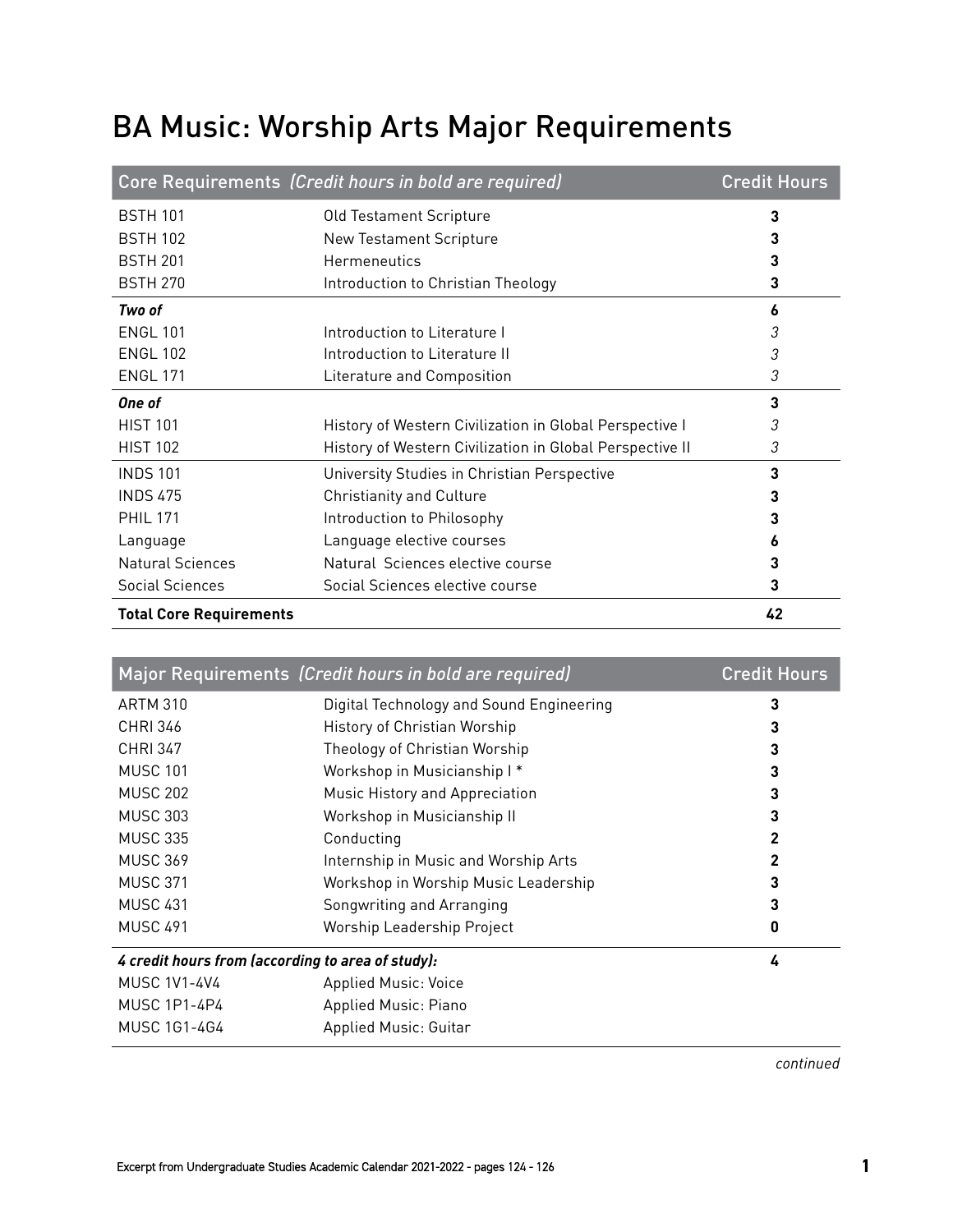# BA Music: Worship Arts Major Requirements

| Core Requirements *(Credit hours in bold are required)* | | Credit Hours |
|---|---|---|
| BSTH 101 | Old Testament Scripture | **3** |
| BSTH 102 | New Testament Scripture | **3** |
| BSTH 201 | Hermeneutics | **3** |
| BSTH 270 | Introduction to Christian Theology | **3** |
| ***Two of*** | | **6** |
| ENGL 101 | Introduction to Literature I | *3* |
| ENGL 102 | Introduction to Literature II | *3* |
| ENGL 171 | Literature and Composition | *3* |
| ***One of*** | | **3** |
| HIST 101 | History of Western Civilization in Global Perspective I | *3* |
| HIST 102 | History of Western Civilization in Global Perspective II | *3* |
| INDS 101 | University Studies in Christian Perspective | **3** |
| INDS 475 | Christianity and Culture | **3** |
| PHIL 171 | Introduction to Philosophy | **3** |
| Language | Language elective courses | **6** |
| Natural Sciences | Natural Sciences elective course | **3** |
| Social Sciences | Social Sciences elective course | **3** |
| **Total Core Requirements** | | **42** |

| Major Requirements *(Credit hours in bold are required)* | | Credit Hours |
|---|---|---|
| ARTM 310 | Digital Technology and Sound Engineering | **3** |
| CHRI 346 | History of Christian Worship | **3** |
| CHRI 347 | Theology of Christian Worship | **3** |
| MUSC 101 | Workshop in Musicianship I * | **3** |
| MUSC 202 | Music History and Appreciation | **3** |
| MUSC 303 | Workshop in Musicianship II | **3** |
| MUSC 335 | Conducting | **2** |
| MUSC 369 | Internship in Music and Worship Arts | **2** |
| MUSC 371 | Workshop in Worship Music Leadership | **3** |
| MUSC 431 | Songwriting and Arranging | **3** |
| MUSC 491 | Worship Leadership Project | **0** |
| ***4 credit hours from (according to area of study):*** | | **4** |
| MUSC 1V1-4V4 | Applied Music: Voice | |
| MUSC 1P1-4P4 | Applied Music: Piano | |
| MUSC 1G1-4G4 | Applied Music: Guitar | |

*continued*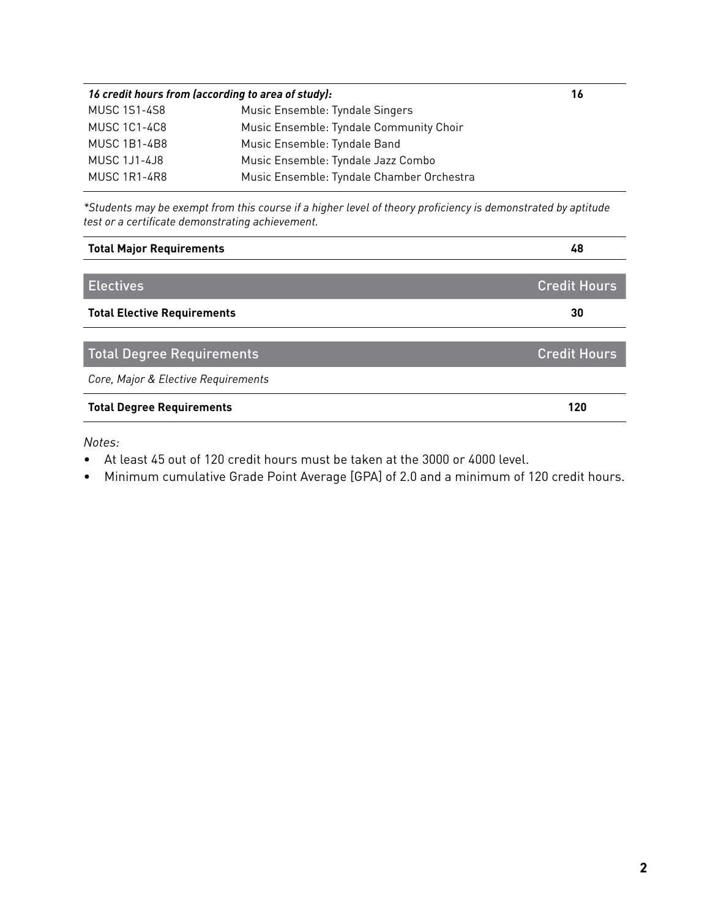| *16 credit hours from (according to area of study):* | | 16 |
| --- | --- | --- |
| MUSC 1S1-4S8 | Music Ensemble: Tyndale Singers | |
| MUSC 1C1-4C8 | Music Ensemble: Tyndale Community Choir | |
| MUSC 1B1-4B8 | Music Ensemble: Tyndale Band | |
| MUSC 1J1-4J8 | Music Ensemble: Tyndale Jazz Combo | |
| MUSC 1R1-4R8 | Music Ensemble: Tyndale Chamber Orchestra | |

*\*Students may be exempt from this course if a higher level of theory proficiency is demonstrated by aptitude test or a certificate demonstrating achievement.*

| **Total Major Requirements** | **48** |
| --- | --- |

| Electives | Credit Hours |
| --- | --- |
| **Total Elective Requirements** | **30** |

| Total Degree Requirements | Credit Hours |
| --- | --- |
| *Core, Major & Elective Requirements* | |
| **Total Degree Requirements** | **120** |

*Notes:*

- At least 45 out of 120 credit hours must be taken at the 3000 or 4000 level.
- Minimum cumulative Grade Point Average [GPA] of 2.0 and a minimum of 120 credit hours.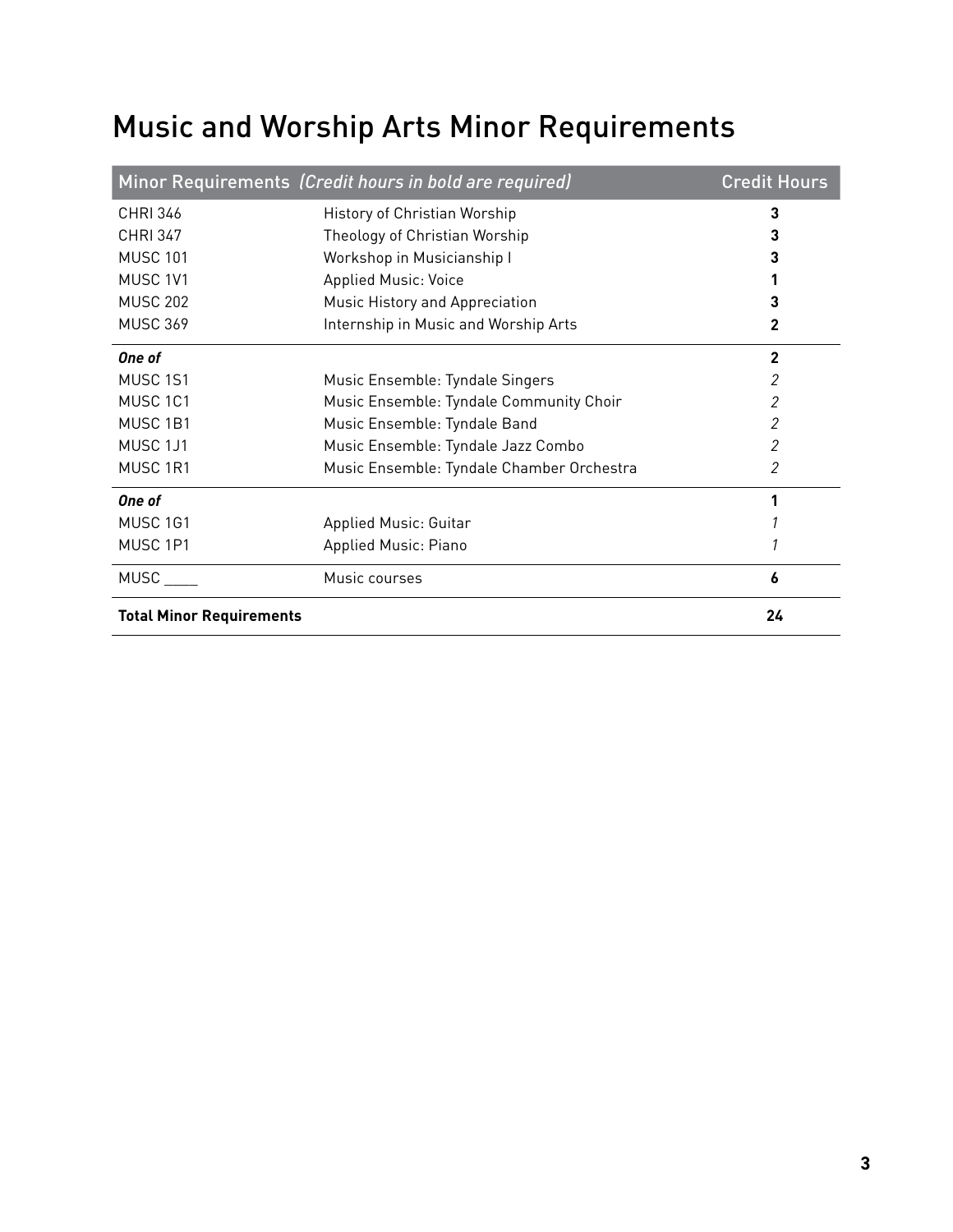# Music and Worship Arts Minor Requirements

| Minor Requirements *(Credit hours in bold are required)* | | Credit Hours |
|---|---|---|
| CHRI 346 | History of Christian Worship | **3** |
| CHRI 347 | Theology of Christian Worship | **3** |
| MUSC 101 | Workshop in Musicianship I | **3** |
| MUSC 1V1 | Applied Music: Voice | **1** |
| MUSC 202 | Music History and Appreciation | **3** |
| MUSC 369 | Internship in Music and Worship Arts | **2** |
| ***One of*** | | **2** |
| MUSC 1S1 | Music Ensemble: Tyndale Singers | *2* |
| MUSC 1C1 | Music Ensemble: Tyndale Community Choir | *2* |
| MUSC 1B1 | Music Ensemble: Tyndale Band | *2* |
| MUSC 1J1 | Music Ensemble: Tyndale Jazz Combo | *2* |
| MUSC 1R1 | Music Ensemble: Tyndale Chamber Orchestra | *2* |
| ***One of*** | | **1** |
| MUSC 1G1 | Applied Music: Guitar | *1* |
| MUSC 1P1 | Applied Music: Piano | *1* |
| MUSC ____ | Music courses | **6** |
| **Total Minor Requirements** | | **24** |